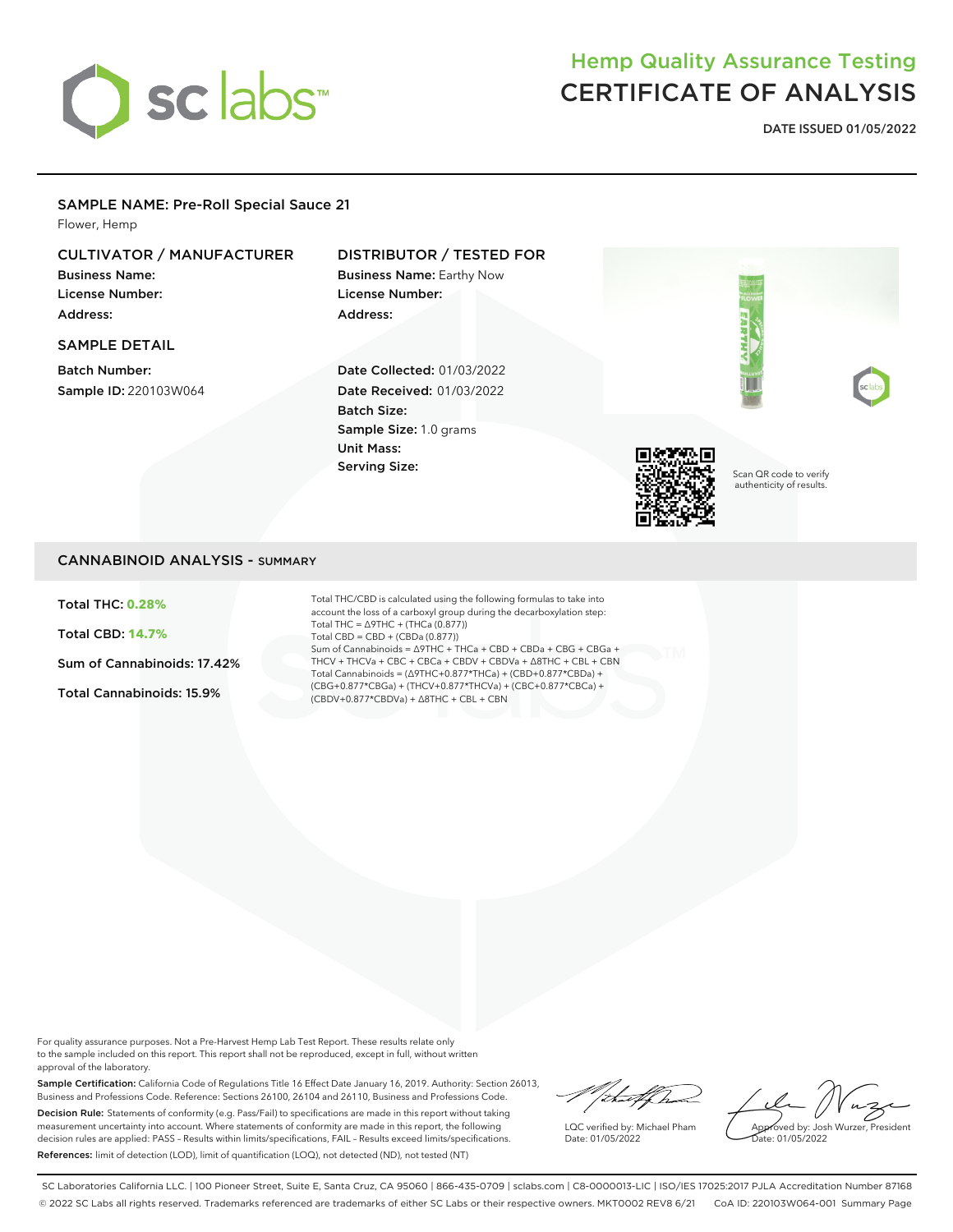# Hemp Quality Assurance Testing
# CERTIFICATE OF ANALYSIS

**DATE ISSUED 01/05/2022**

## SAMPLE NAME: Pre-Roll Special Sauce 21

Flower, Hemp

### CULTIVATOR / MANUFACTURER

**Business Name:**
**License Number:**
**Address:**

### DISTRIBUTOR / TESTED FOR

**Business Name:** Earthy Now
**License Number:**
**Address:**

### SAMPLE DETAIL

**Batch Number:**
**Sample ID:** 220103W064

**Date Collected:** 01/03/2022
**Date Received:** 01/03/2022
**Batch Size:**
**Sample Size:** 1.0 grams
**Unit Mass:**
**Serving Size:**

Scan QR code to verify authenticity of results.

## CANNABINOID ANALYSIS - SUMMARY

**Total THC: 0.28%**

**Total CBD: 14.7%**

**Sum of Cannabinoids: 17.42%**

**Total Cannabinoids: 15.9%**

Total THC/CBD is calculated using the following formulas to take into account the loss of a carboxyl group during the decarboxylation step:
Total THC = Δ9THC + (THCa (0.877))
Total CBD = CBD + (CBDa (0.877))
Sum of Cannabinoids = Δ9THC + THCa + CBD + CBDa + CBG + CBGa + THCV + THCVa + CBC + CBCa + CBDV + CBDVa + Δ8THC + CBL + CBN
Total Cannabinoids = (Δ9THC+0.877*THCa) + (CBD+0.877*CBDa) + (CBG+0.877*CBGa) + (THCV+0.877*THCVa) + (CBC+0.877*CBCa) + (CBDV+0.877*CBDVa) + Δ8THC + CBL + CBN

For quality assurance purposes. Not a Pre-Harvest Hemp Lab Test Report. These results relate only to the sample included on this report. This report shall not be reproduced, except in full, without written approval of the laboratory.

**Sample Certification:** California Code of Regulations Title 16 Effect Date January 16, 2019. Authority: Section 26013, Business and Professions Code. Reference: Sections 26100, 26104 and 26110, Business and Professions Code.

**Decision Rule:** Statements of conformity (e.g. Pass/Fail) to specifications are made in this report without taking measurement uncertainty into account. Where statements of conformity are made in this report, the following decision rules are applied: PASS – Results within limits/specifications, FAIL – Results exceed limits/specifications.

**References:** limit of detection (LOD), limit of quantification (LOQ), not detected (ND), not tested (NT)

LQC verified by: Michael Pham
Date: 01/05/2022

Approved by: Josh Wurzer, President
Date: 01/05/2022

SC Laboratories California LLC. | 100 Pioneer Street, Suite E, Santa Cruz, CA 95060 | 866-435-0709 | sclabs.com | C8-0000013-LIC | ISO/IES 17025:2017 PJLA Accreditation Number 87168
© 2022 SC Labs all rights reserved. Trademarks referenced are trademarks of either SC Labs or their respective owners. MKT0002 REV8 6/21 CoA ID: 220103W064-001 Summary Page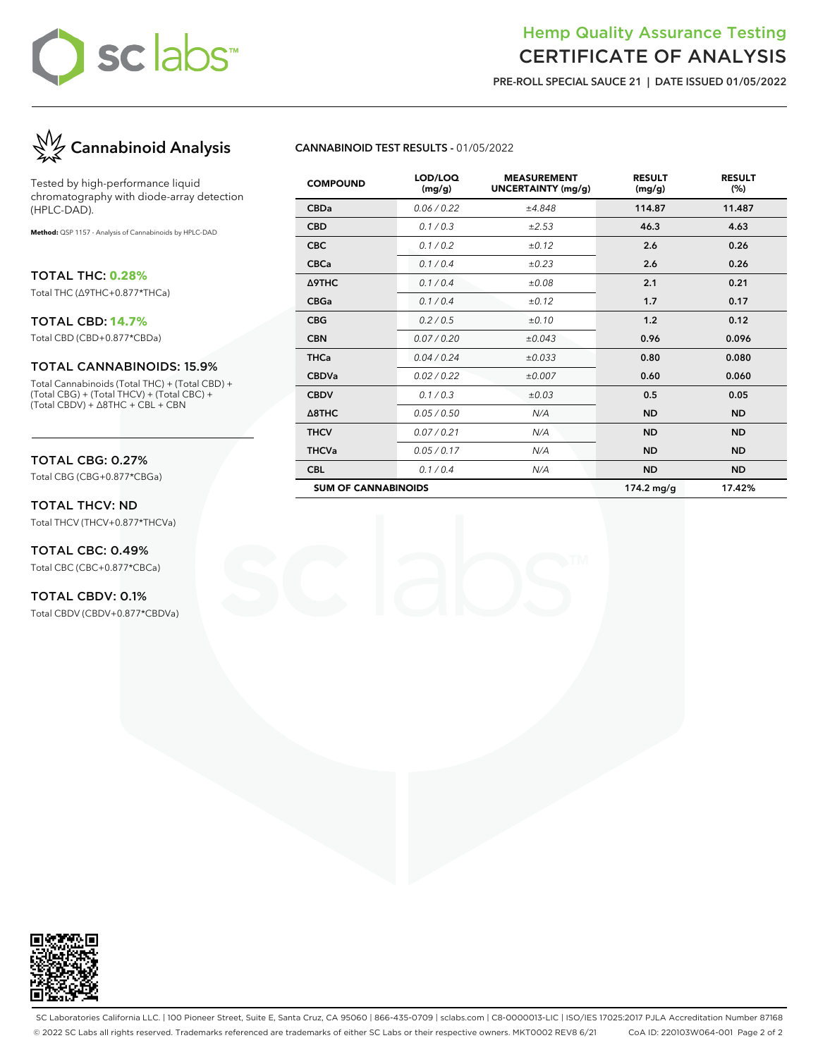# Hemp Quality Assurance Testing
# CERTIFICATE OF ANALYSIS

**PRE-ROLL SPECIAL SAUCE 21 | DATE ISSUED 01/05/2022**

## Cannabinoid Analysis

Tested by high-performance liquid chromatography with diode-array detection (HPLC-DAD).

**Method:** QSP 1157 - Analysis of Cannabinoids by HPLC-DAD

**TOTAL THC: 0.28%**

Total THC (Δ9THC+0.877*THCa)

**TOTAL CBD: 14.7%**

Total CBD (CBD+0.877*CBDa)

**TOTAL CANNABINOIDS: 15.9%**

Total Cannabinoids (Total THC) + (Total CBD) + (Total CBG) + (Total THCV) + (Total CBC) + (Total CBDV) + Δ8THC + CBL + CBN

**TOTAL CBG: 0.27%**

Total CBG (CBG+0.877*CBGa)

**TOTAL THCV: ND**

Total THCV (THCV+0.877*THCVa)

**TOTAL CBC: 0.49%**

Total CBC (CBC+0.877*CBCa)

**TOTAL CBDV: 0.1%**

Total CBDV (CBDV+0.877*CBDVa)

**CANNABINOID TEST RESULTS** - 01/05/2022

| COMPOUND | LOD/LOQ (mg/g) | MEASUREMENT UNCERTAINTY (mg/g) | RESULT (mg/g) | RESULT (%) |
|---|---|---|---|---|
| CBDa | 0.06 / 0.22 | ±4.848 | 114.87 | 11.487 |
| CBD | 0.1 / 0.3 | ±2.53 | 46.3 | 4.63 |
| CBC | 0.1 / 0.2 | ±0.12 | 2.6 | 0.26 |
| CBCa | 0.1 / 0.4 | ±0.23 | 2.6 | 0.26 |
| Δ9THC | 0.1 / 0.4 | ±0.08 | 2.1 | 0.21 |
| CBGa | 0.1 / 0.4 | ±0.12 | 1.7 | 0.17 |
| CBG | 0.2 / 0.5 | ±0.10 | 1.2 | 0.12 |
| CBN | 0.07 / 0.20 | ±0.043 | 0.96 | 0.096 |
| THCa | 0.04 / 0.24 | ±0.033 | 0.80 | 0.080 |
| CBDVa | 0.02 / 0.22 | ±0.007 | 0.60 | 0.060 |
| CBDV | 0.1 / 0.3 | ±0.03 | 0.5 | 0.05 |
| Δ8THC | 0.05 / 0.50 | N/A | ND | ND |
| THCV | 0.07 / 0.21 | N/A | ND | ND |
| THCVa | 0.05 / 0.17 | N/A | ND | ND |
| CBL | 0.1 / 0.4 | N/A | ND | ND |
| **SUM OF CANNABINOIDS** | | | 174.2 mg/g | 17.42% |

SC Laboratories California LLC. | 100 Pioneer Street, Suite E, Santa Cruz, CA 95060 | 866-435-0709 | sclabs.com | C8-0000013-LIC | ISO/IES 17025:2017 PJLA Accreditation Number 87168

© 2022 SC Labs all rights reserved. Trademarks referenced are trademarks of either SC Labs or their respective owners. MKT0002 REV8 6/21 CoA ID: 220103W064-001